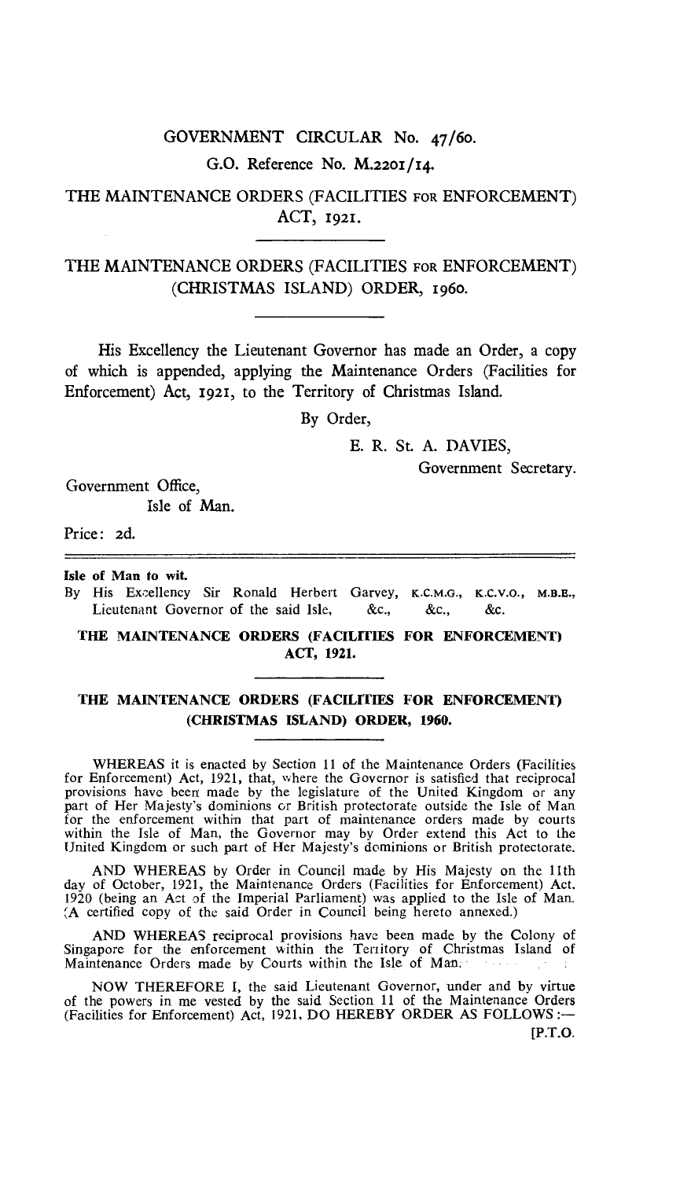# GOVERNMENT CIRCULAR No. 47/60.

G.O. Reference No. M.2201/14.

## THE MAINTENANCE ORDERS (FACILITIES FOR ENFORCEMENT) ACT, 1921.

## THE MAINTENANCE ORDERS (FACILITIES FOR ENFORCEMENT) (CHRISTMAS ISLAND) ORDER, 1960.

His Excellency the Lieutenant Governor has made an Order, a copy of which is appended, applying the Maintenance Orders (Facilities for Enforcement) Act, 1921, to the Territory of Christmas Island.

By Order,

E. R. St. A. DAVIES,

Government Secretary.

Government Office,
Isle of Man.

Price: 2d.

---

**Isle of Man to wit.**

By His Excellency Sir Ronald Herbert Garvey, K.C.M.G., K.C.V.O., M.B.E., Lieutenant Governor of the said Isle, &c., &c., &c.

**THE MAINTENANCE ORDERS (FACILITIES FOR ENFORCEMENT) ACT, 1921.**

**THE MAINTENANCE ORDERS (FACILITIES FOR ENFORCEMENT) (CHRISTMAS ISLAND) ORDER, 1960.**

WHEREAS it is enacted by Section 11 of the Maintenance Orders (Facilities for Enforcement) Act, 1921, that, where the Governor is satisfied that reciprocal provisions have been made by the legislature of the United Kingdom or any part of Her Majesty's dominions or British protectorate outside the Isle of Man for the enforcement within that part of maintenance orders made by courts within the Isle of Man, the Governor may by Order extend this Act to the United Kingdom or such part of Her Majesty's dominions or British protectorate.

AND WHEREAS by Order in Council made by His Majesty on the 11th day of October, 1921, the Maintenance Orders (Facilities for Enforcement) Act, 1920 (being an Act of the Imperial Parliament) was applied to the Isle of Man. (A certified copy of the said Order in Council being hereto annexed.)

AND WHEREAS reciprocal provisions have been made by the Colony of Singapore for the enforcement within the Territory of Christmas Island of Maintenance Orders made by Courts within the Isle of Man.

NOW THEREFORE I, the said Lieutenant Governor, under and by virtue of the powers in me vested by the said Section 11 of the Maintenance Orders (Facilities for Enforcement) Act, 1921, DO HEREBY ORDER AS FOLLOWS:—

[P.T.O.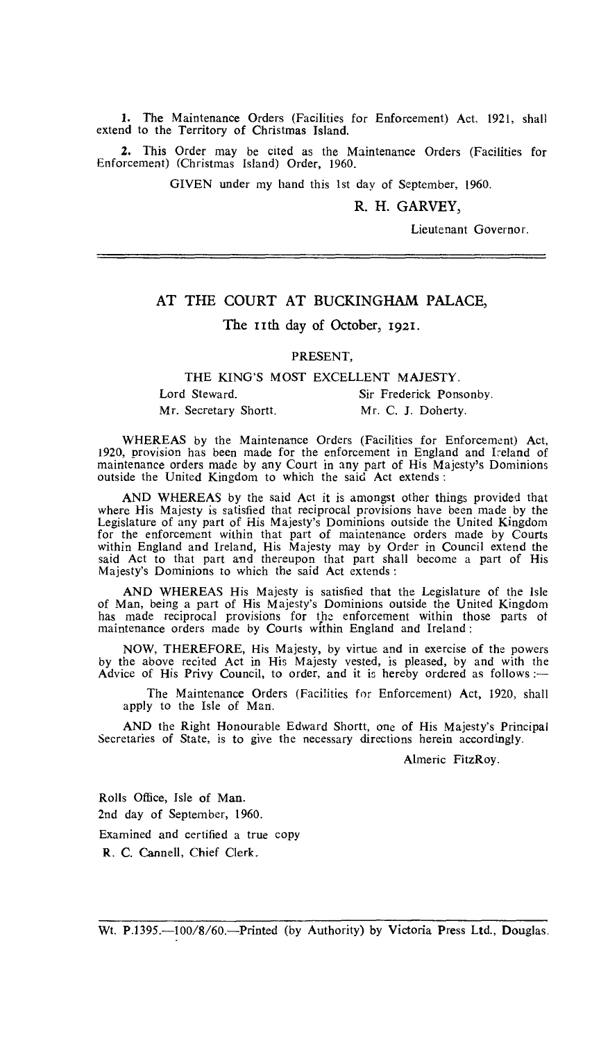1. The Maintenance Orders (Facilities for Enforcement) Act, 1921, shall extend to the Territory of Christmas Island.

2. This Order may be cited as the Maintenance Orders (Facilities for Enforcement) (Christmas Island) Order, 1960.

GIVEN under my hand this 1st day of September, 1960.

R. H. GARVEY,

Lieutenant Governor.

---

## AT THE COURT AT BUCKINGHAM PALACE,

The 11th day of October, 1921.

PRESENT,

THE KING'S MOST EXCELLENT MAJESTY.

Lord Steward. Sir Frederick Ponsonby.
Mr. Secretary Shortt. Mr. C. J. Doherty.

WHEREAS by the Maintenance Orders (Facilities for Enforcement) Act, 1920, provision has been made for the enforcement in England and Ireland of maintenance orders made by any Court in any part of His Majesty's Dominions outside the United Kingdom to which the said Act extends:

AND WHEREAS by the said Act it is amongst other things provided that where His Majesty is satisfied that reciprocal provisions have been made by the Legislature of any part of His Majesty's Dominions outside the United Kingdom for the enforcement within that part of maintenance orders made by Courts within England and Ireland, His Majesty may by Order in Council extend the said Act to that part and thereupon that part shall become a part of His Majesty's Dominions to which the said Act extends:

AND WHEREAS His Majesty is satisfied that the Legislature of the Isle of Man, being a part of His Majesty's Dominions outside the United Kingdom has made reciprocal provisions for the enforcement within those parts of maintenance orders made by Courts within England and Ireland:

NOW, THEREFORE, His Majesty, by virtue and in exercise of the powers by the above recited Act in His Majesty vested, is pleased, by and with the Advice of His Privy Council, to order, and it is hereby ordered as follows:—

The Maintenance Orders (Facilities for Enforcement) Act, 1920, shall apply to the Isle of Man.

AND the Right Honourable Edward Shortt, one of His Majesty's Principal Secretaries of State, is to give the necessary directions herein accordingly.

Almeric FitzRoy.

Rolls Office, Isle of Man.
2nd day of September, 1960.
Examined and certified a true copy
R. C. Cannell, Chief Clerk.

Wt. P.1395.—100/8/60.—Printed (by Authority) by Victoria Press Ltd., Douglas.